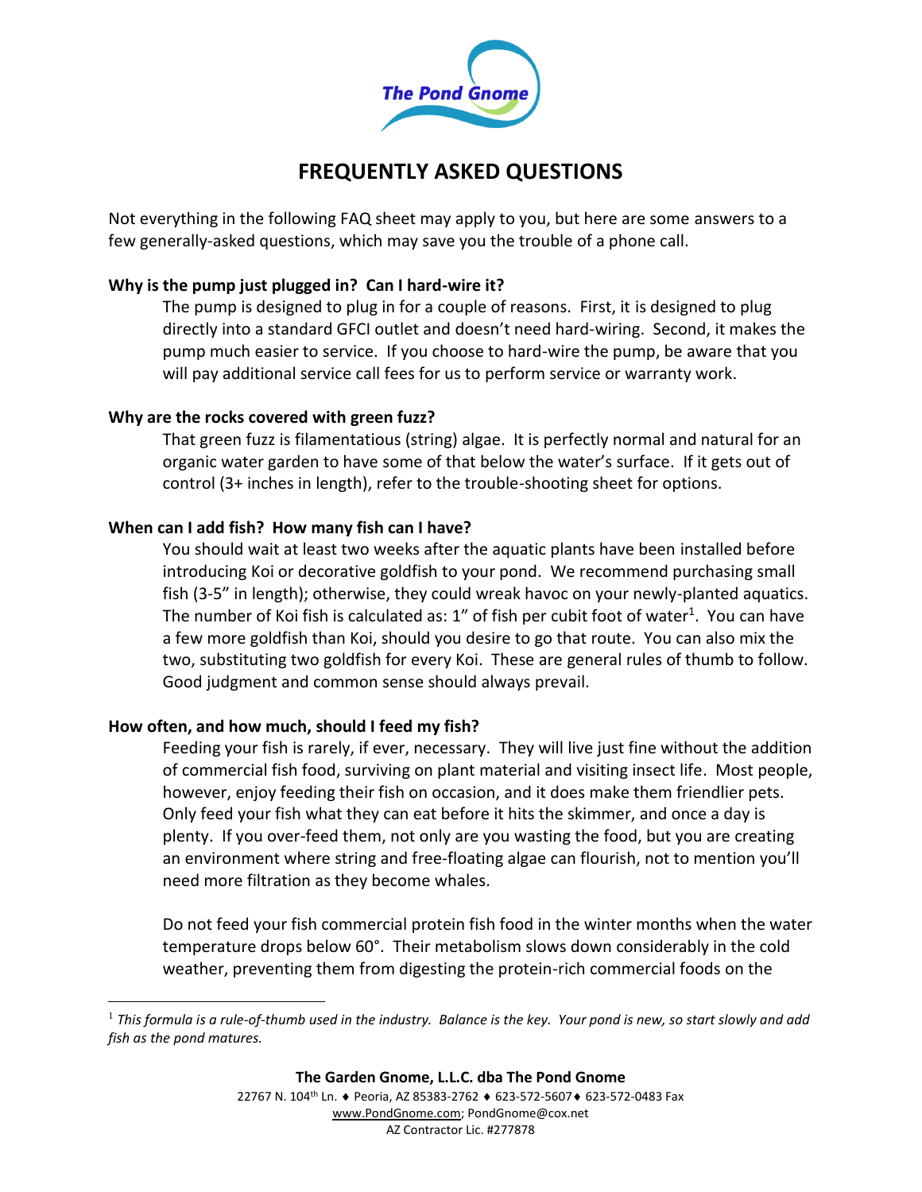The Pond Gnome

# FREQUENTLY ASKED QUESTIONS

Not everything in the following FAQ sheet may apply to you, but here are some answers to a few generally-asked questions, which may save you the trouble of a phone call.

**Why is the pump just plugged in? Can I hard-wire it?**

The pump is designed to plug in for a couple of reasons. First, it is designed to plug directly into a standard GFCI outlet and doesn't need hard-wiring. Second, it makes the pump much easier to service. If you choose to hard-wire the pump, be aware that you will pay additional service call fees for us to perform service or warranty work.

**Why are the rocks covered with green fuzz?**

That green fuzz is filamentatious (string) algae. It is perfectly normal and natural for an organic water garden to have some of that below the water's surface. If it gets out of control (3+ inches in length), refer to the trouble-shooting sheet for options.

**When can I add fish? How many fish can I have?**

You should wait at least two weeks after the aquatic plants have been installed before introducing Koi or decorative goldfish to your pond. We recommend purchasing small fish (3-5" in length); otherwise, they could wreak havoc on your newly-planted aquatics. The number of Koi fish is calculated as: 1" of fish per cubit foot of water[1]. You can have a few more goldfish than Koi, should you desire to go that route. You can also mix the two, substituting two goldfish for every Koi. These are general rules of thumb to follow. Good judgment and common sense should always prevail.

**How often, and how much, should I feed my fish?**

Feeding your fish is rarely, if ever, necessary. They will live just fine without the addition of commercial fish food, surviving on plant material and visiting insect life. Most people, however, enjoy feeding their fish on occasion, and it does make them friendlier pets. Only feed your fish what they can eat before it hits the skimmer, and once a day is plenty. If you over-feed them, not only are you wasting the food, but you are creating an environment where string and free-floating algae can flourish, not to mention you'll need more filtration as they become whales.

Do not feed your fish commercial protein fish food in the winter months when the water temperature drops below 60°. Their metabolism slows down considerably in the cold weather, preventing them from digesting the protein-rich commercial foods on the

[1] *This formula is a rule-of-thumb used in the industry. Balance is the key. Your pond is new, so start slowly and add fish as the pond matures.*

**The Garden Gnome, L.L.C. dba The Pond Gnome**
22767 N. 104th Ln. ♦ Peoria, AZ 85383-2762 ♦ 623-572-5607 ♦ 623-572-0483 Fax
www.PondGnome.com; PondGnome@cox.net
AZ Contractor Lic. #277878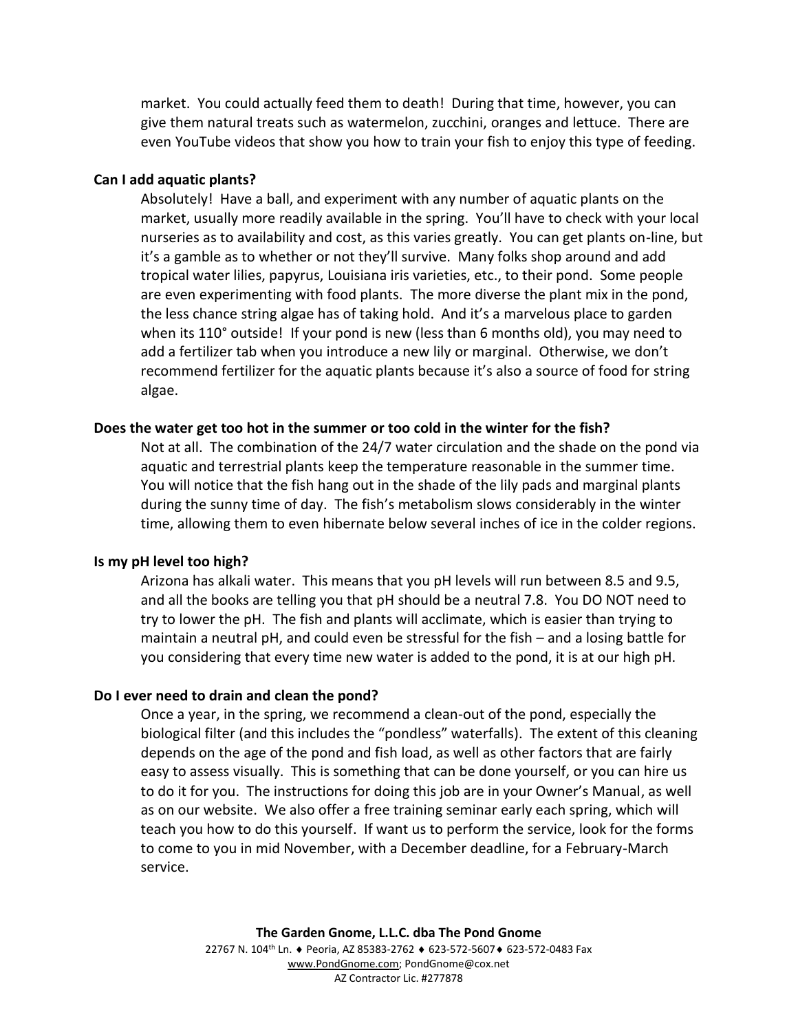market. You could actually feed them to death! During that time, however, you can give them natural treats such as watermelon, zucchini, oranges and lettuce. There are even YouTube videos that show you how to train your fish to enjoy this type of feeding.

**Can I add aquatic plants?**

Absolutely! Have a ball, and experiment with any number of aquatic plants on the market, usually more readily available in the spring. You'll have to check with your local nurseries as to availability and cost, as this varies greatly. You can get plants on-line, but it's a gamble as to whether or not they'll survive. Many folks shop around and add tropical water lilies, papyrus, Louisiana iris varieties, etc., to their pond. Some people are even experimenting with food plants. The more diverse the plant mix in the pond, the less chance string algae has of taking hold. And it's a marvelous place to garden when its 110° outside! If your pond is new (less than 6 months old), you may need to add a fertilizer tab when you introduce a new lily or marginal. Otherwise, we don't recommend fertilizer for the aquatic plants because it's also a source of food for string algae.

**Does the water get too hot in the summer or too cold in the winter for the fish?**

Not at all. The combination of the 24/7 water circulation and the shade on the pond via aquatic and terrestrial plants keep the temperature reasonable in the summer time. You will notice that the fish hang out in the shade of the lily pads and marginal plants during the sunny time of day. The fish's metabolism slows considerably in the winter time, allowing them to even hibernate below several inches of ice in the colder regions.

**Is my pH level too high?**

Arizona has alkali water. This means that you pH levels will run between 8.5 and 9.5, and all the books are telling you that pH should be a neutral 7.8. You DO NOT need to try to lower the pH. The fish and plants will acclimate, which is easier than trying to maintain a neutral pH, and could even be stressful for the fish – and a losing battle for you considering that every time new water is added to the pond, it is at our high pH.

**Do I ever need to drain and clean the pond?**

Once a year, in the spring, we recommend a clean-out of the pond, especially the biological filter (and this includes the "pondless" waterfalls). The extent of this cleaning depends on the age of the pond and fish load, as well as other factors that are fairly easy to assess visually. This is something that can be done yourself, or you can hire us to do it for you. The instructions for doing this job are in your Owner's Manual, as well as on our website. We also offer a free training seminar early each spring, which will teach you how to do this yourself. If want us to perform the service, look for the forms to come to you in mid November, with a December deadline, for a February-March service.

**The Garden Gnome, L.L.C. dba The Pond Gnome**
22767 N. 104th Ln. ♦ Peoria, AZ 85383-2762 ♦ 623-572-5607 ♦ 623-572-0483 Fax
www.PondGnome.com; PondGnome@cox.net
AZ Contractor Lic. #277878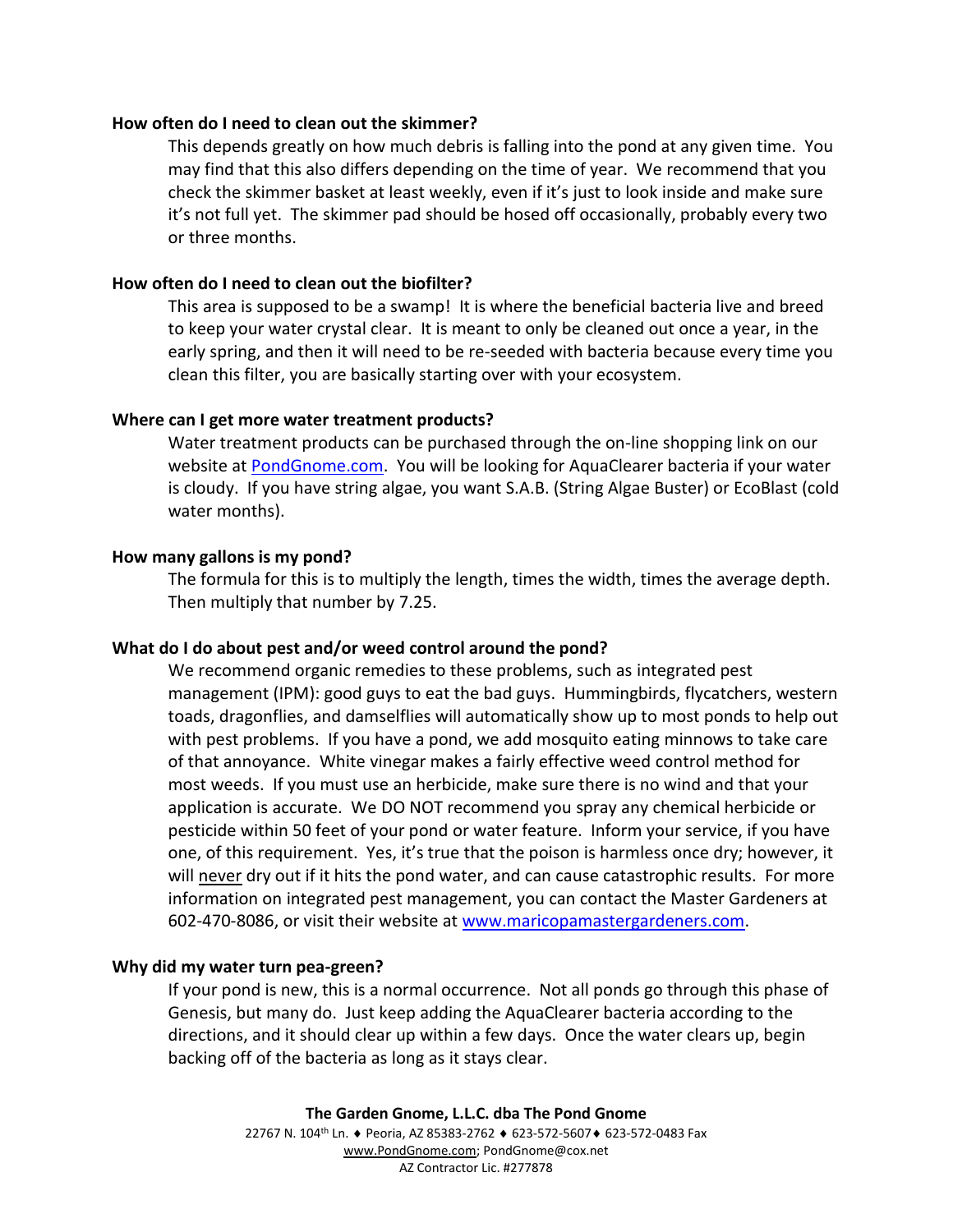### How often do I need to clean out the skimmer?

This depends greatly on how much debris is falling into the pond at any given time. You may find that this also differs depending on the time of year. We recommend that you check the skimmer basket at least weekly, even if it's just to look inside and make sure it's not full yet. The skimmer pad should be hosed off occasionally, probably every two or three months.

### How often do I need to clean out the biofilter?

This area is supposed to be a swamp! It is where the beneficial bacteria live and breed to keep your water crystal clear. It is meant to only be cleaned out once a year, in the early spring, and then it will need to be re-seeded with bacteria because every time you clean this filter, you are basically starting over with your ecosystem.

### Where can I get more water treatment products?

Water treatment products can be purchased through the on-line shopping link on our website at [PondGnome.com](http://PondGnome.com). You will be looking for AquaClearer bacteria if your water is cloudy. If you have string algae, you want S.A.B. (String Algae Buster) or EcoBlast (cold water months).

### How many gallons is my pond?

The formula for this is to multiply the length, times the width, times the average depth. Then multiply that number by 7.25.

### What do I do about pest and/or weed control around the pond?

We recommend organic remedies to these problems, such as integrated pest management (IPM): good guys to eat the bad guys. Hummingbirds, flycatchers, western toads, dragonflies, and damselflies will automatically show up to most ponds to help out with pest problems. If you have a pond, we add mosquito eating minnows to take care of that annoyance. White vinegar makes a fairly effective weed control method for most weeds. If you must use an herbicide, make sure there is no wind and that your application is accurate. We DO NOT recommend you spray any chemical herbicide or pesticide within 50 feet of your pond or water feature. Inform your service, if you have one, of this requirement. Yes, it's true that the poison is harmless once dry; however, it will <u>never</u> dry out if it hits the pond water, and can cause catastrophic results. For more information on integrated pest management, you can contact the Master Gardeners at 602-470-8086, or visit their website at [www.maricopamastergardeners.com](http://www.maricopamastergardeners.com).

### Why did my water turn pea-green?

If your pond is new, this is a normal occurrence. Not all ponds go through this phase of Genesis, but many do. Just keep adding the AquaClearer bacteria according to the directions, and it should clear up within a few days. Once the water clears up, begin backing off of the bacteria as long as it stays clear.